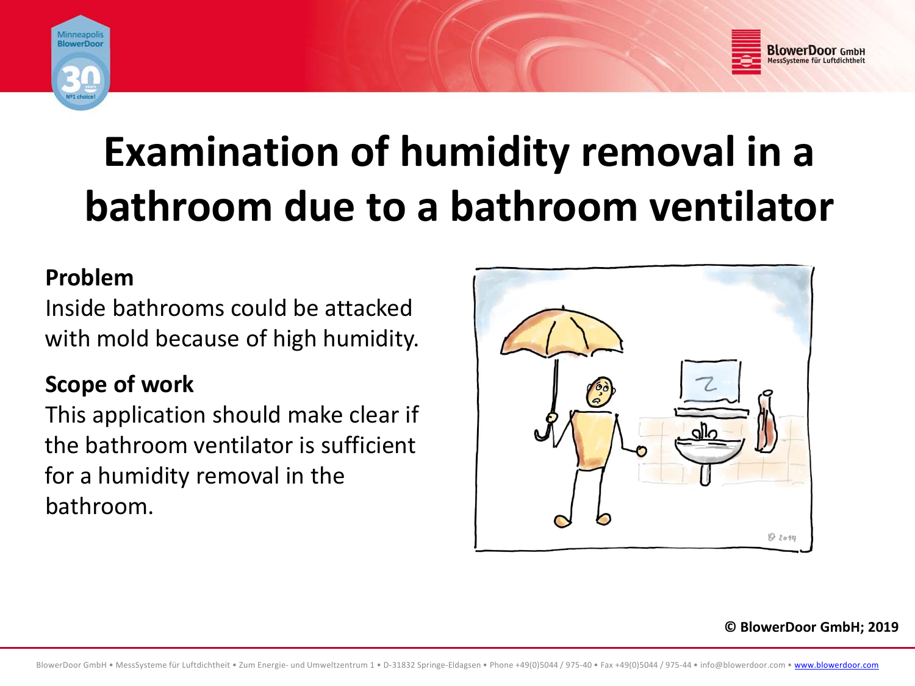# Examination of humidity removal in a bathroom due to a bathroom ventilator

**Problem**

Inside bathrooms could be attacked with mold because of high humidity.

**Scope of work**

This application should make clear if the bathroom ventilator is sufficient for a humidity removal in the bathroom.

**© BlowerDoor GmbH; 2019**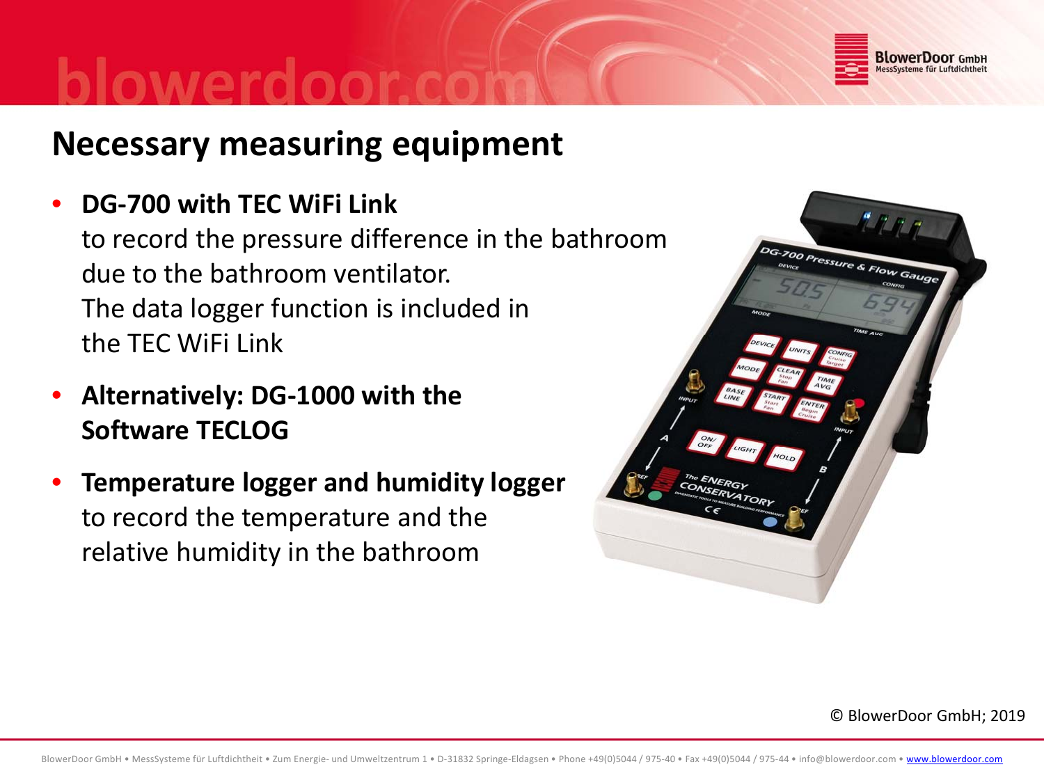## Necessary measuring equipment

- **DG-700 with TEC WiFi Link**
  to record the pressure difference in the bathroom due to the bathroom ventilator.
  The data logger function is included in the TEC WiFi Link
- **Alternatively: DG-1000 with the Software TECLOG**
- **Temperature logger and humidity logger**
  to record the temperature and the relative humidity in the bathroom

© BlowerDoor GmbH; 2019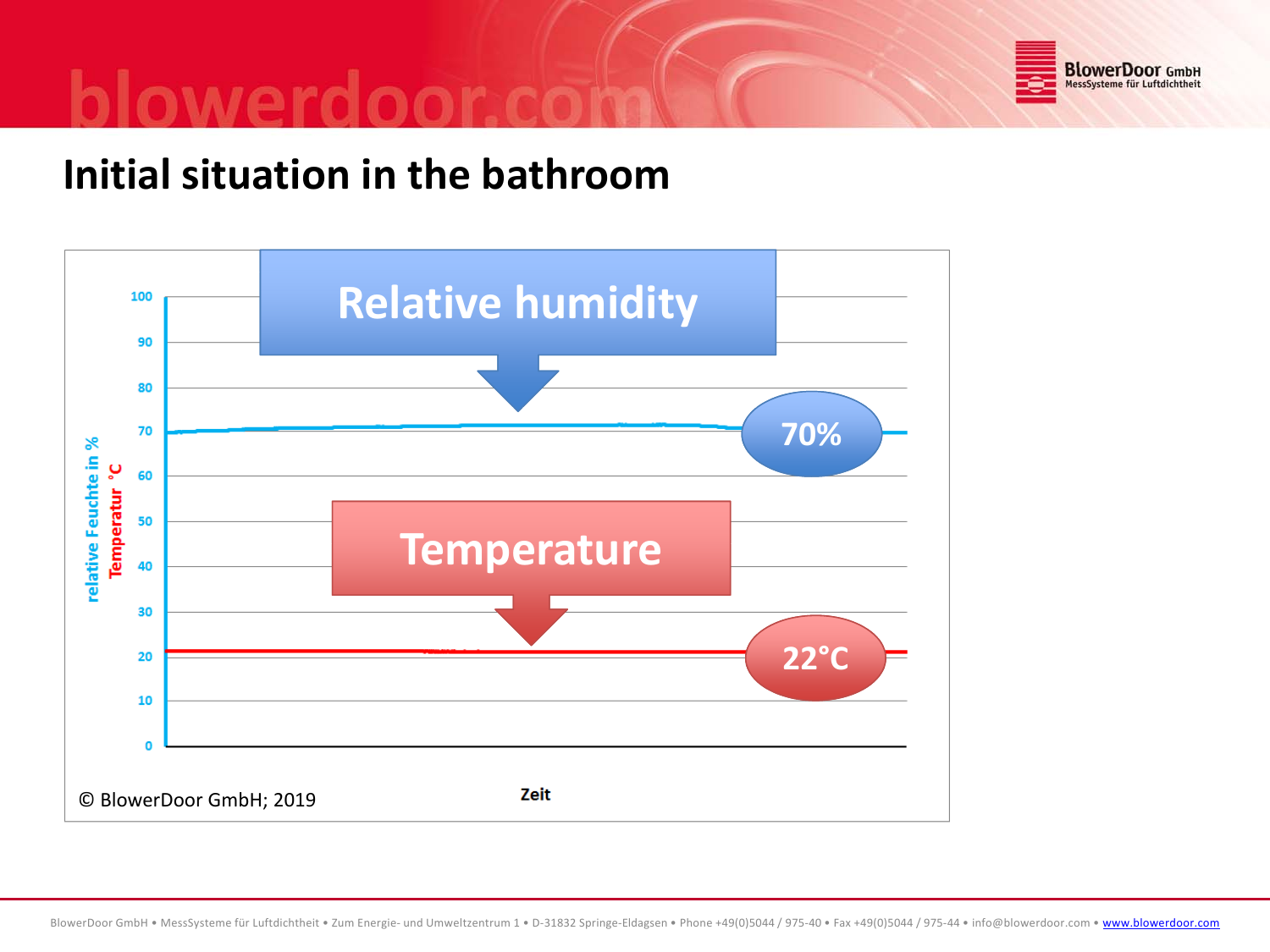# Initial situation in the bathroom

Relative humidity

Temperature

70%

22°C

relative Feuchte in %
Temperatur °C

Zeit

© BlowerDoor GmbH; 2019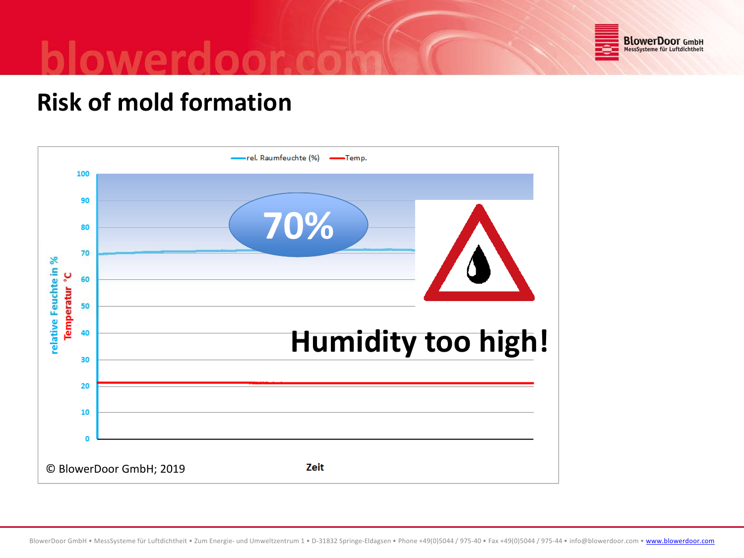# Risk of mold formation

rel. Raumfeuchte (%) — Temp.

relative Feuchte in %
Temperatur °C

100
90
80
70
60
50
40
30
20
10
0

Zeit

70%

Humidity too high!

© BlowerDoor GmbH; 2019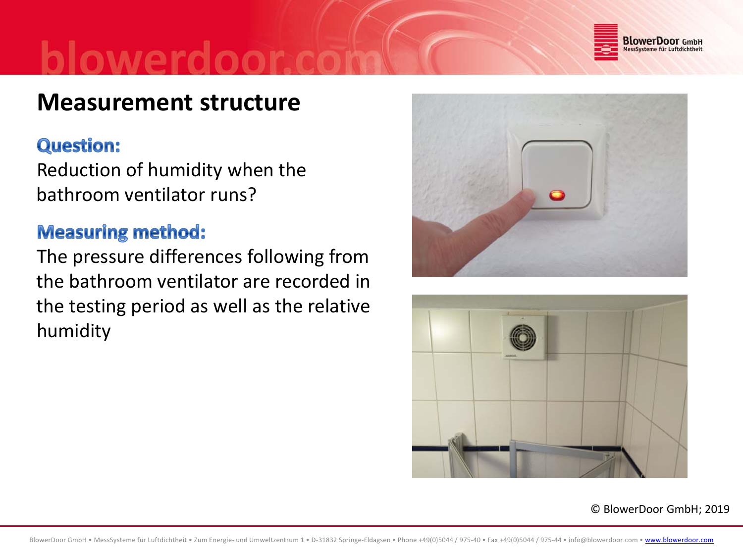# Measurement structure

## Question:

Reduction of humidity when the bathroom ventilator runs?

## Measuring method:

The pressure differences following from the bathroom ventilator are recorded in the testing period as well as the relative humidity

© BlowerDoor GmbH; 2019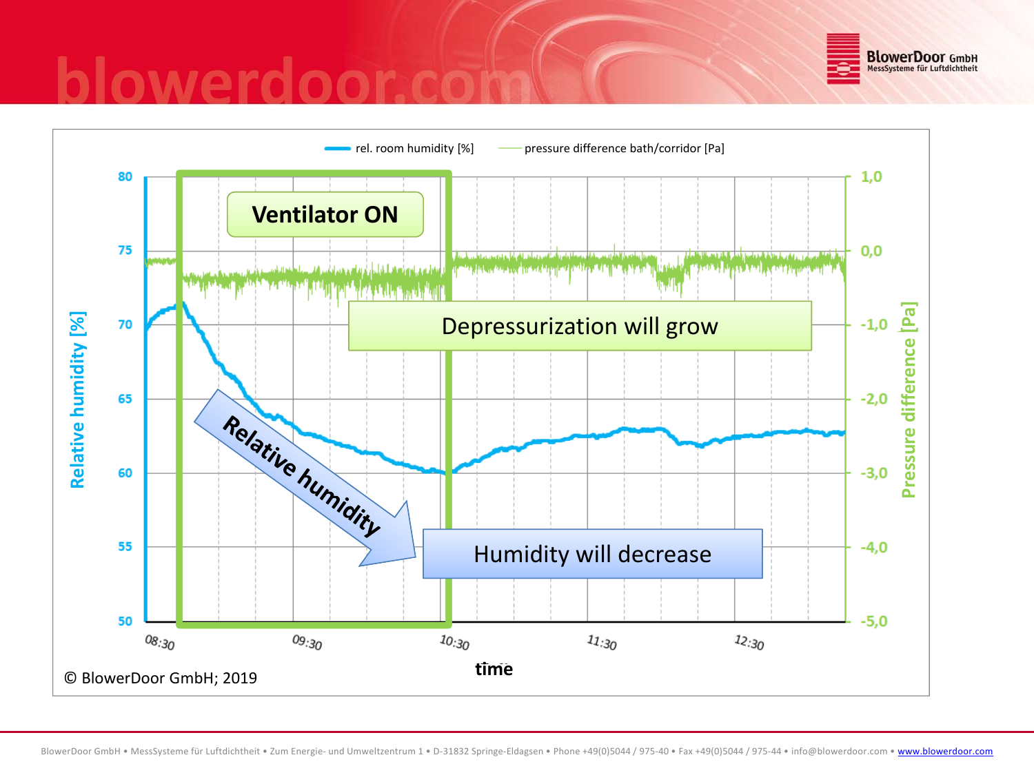- rel. room humidity [%]
- pressure difference bath/corridor [Pa]

**Ventilator ON**

Depressurization will grow

Relative humidity

Humidity will decrease

Relative humidity [%]: 80, 75, 70, 65, 60, 55, 50

Pressure difference [Pa]: 1,0, 0,0, -1,0, -2,0, -3,0, -4,0, -5,0

time: 08:30, 09:30, 10:30, 11:30, 12:30

© BlowerDoor GmbH; 2019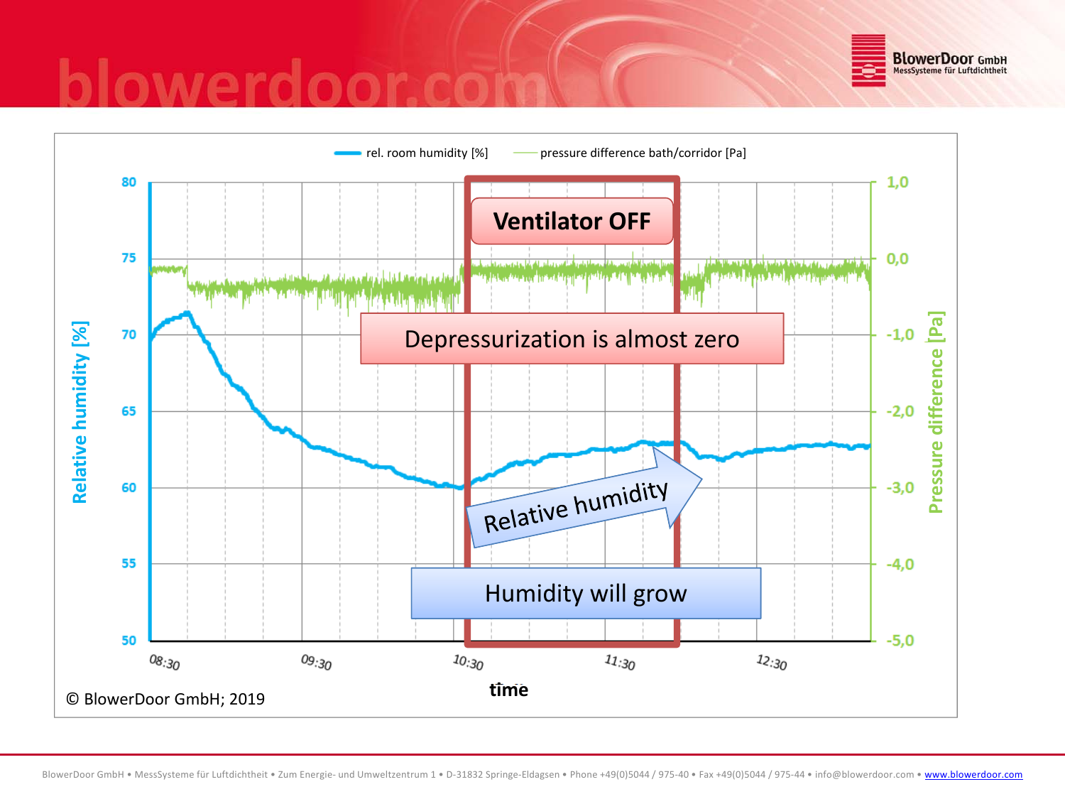rel. room humidity [%] — pressure difference bath/corridor [Pa]

**Ventilator OFF**

Depressurization is almost zero

Relative humidity

Humidity will grow

Relative humidity [%]: 50, 55, 60, 65, 70, 75, 80

Pressure difference [Pa]: -5,0, -4,0, -3,0, -2,0, -1,0, 0,0, 1,0

time: 08:30, 09:30, 10:30, 11:30, 12:30

© BlowerDoor GmbH; 2019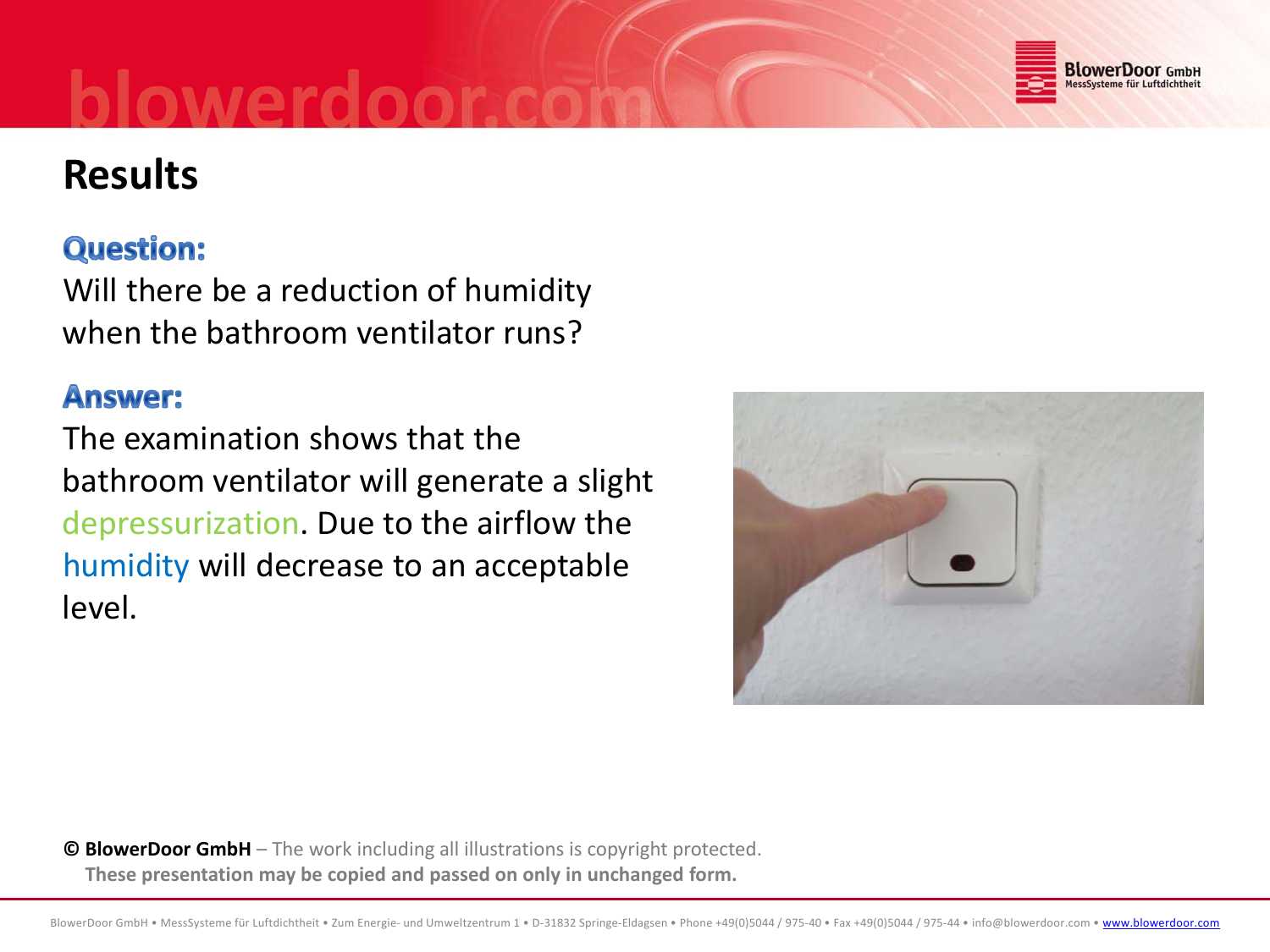# Results

## Question:

Will there be a reduction of humidity when the bathroom ventilator runs?

## Answer:

The examination shows that the bathroom ventilator will generate a slight depressurization. Due to the airflow the humidity will decrease to an acceptable level.

**© BlowerDoor GmbH** – The work including all illustrations is copyright protected.
**These presentation may be copied and passed on only in unchanged form.**